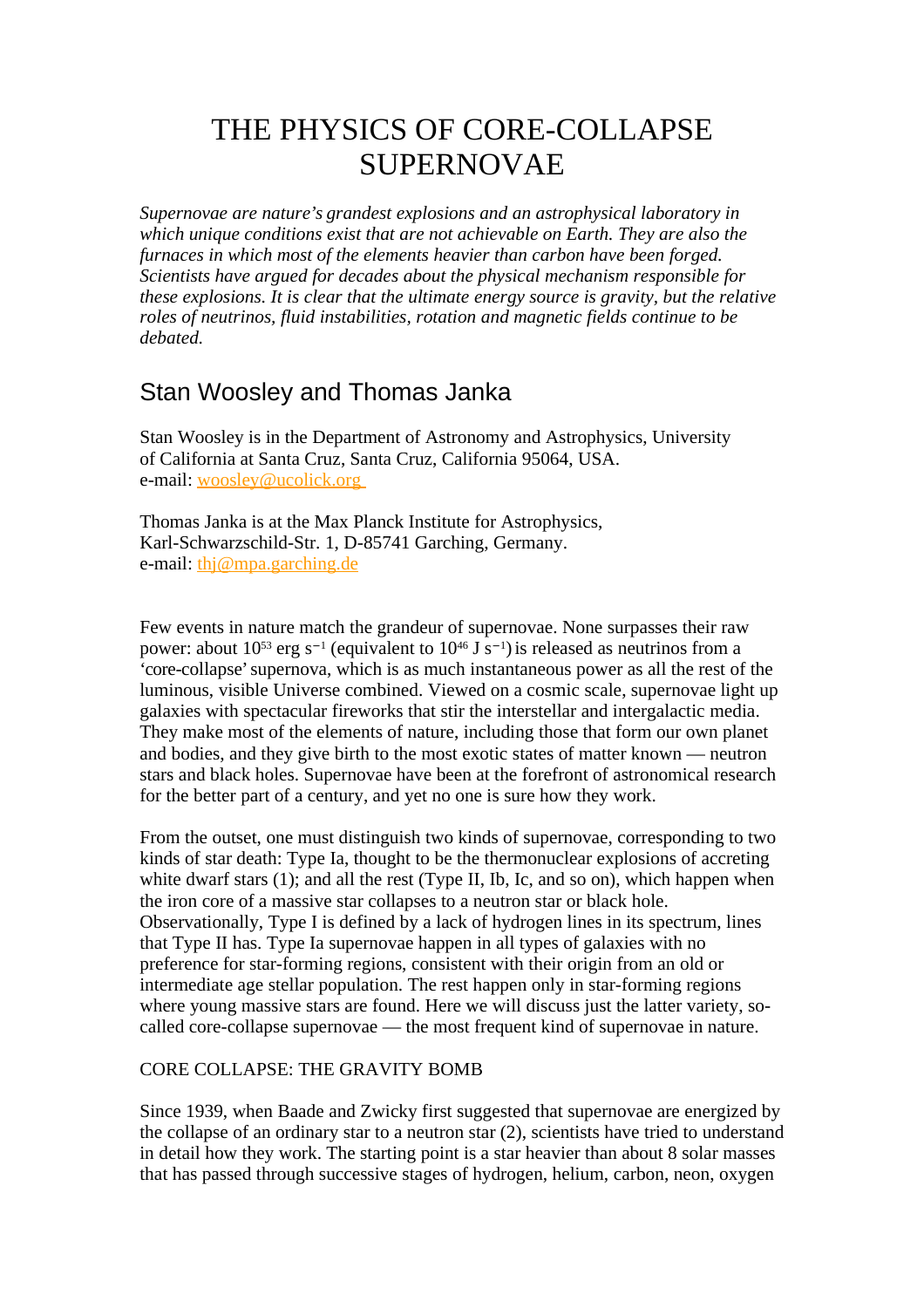# THE PHYSICS OF CORE-COLLAPSE SUPERNOVAE

*Supernovae are nature's grandest explosions and an astrophysical laboratory in which unique conditions exist that are not achievable on Earth. They are also the furnaces in which most of the elements heavier than carbon have been forged. Scientists have argued for decades about the physical mechanism responsible for these explosions. It is clear that the ultimate energy source is gravity, but the relative roles of neutrinos, fluid instabilities, rotation and magnetic fields continue to be debated.*

## Stan Woosley and Thomas Janka

Stan Woosley is in the Department of Astronomy and Astrophysics, University of California at Santa Cruz, Santa Cruz, California 95064, USA.
e-mail: woosley@ucolick.org

Thomas Janka is at the Max Planck Institute for Astrophysics, Karl-Schwarzschild-Str. 1, D-85741 Garching, Germany.
e-mail: thj@mpa.garching.de

Few events in nature match the grandeur of supernovae. None surpasses their raw power: about $10^{53}$ erg $s^{-1}$ (equivalent to $10^{46}$ J $s^{-1}$) is released as neutrinos from a 'core-collapse' supernova, which is as much instantaneous power as all the rest of the luminous, visible Universe combined. Viewed on a cosmic scale, supernovae light up galaxies with spectacular fireworks that stir the interstellar and intergalactic media. They make most of the elements of nature, including those that form our own planet and bodies, and they give birth to the most exotic states of matter known — neutron stars and black holes. Supernovae have been at the forefront of astronomical research for the better part of a century, and yet no one is sure how they work.

From the outset, one must distinguish two kinds of supernovae, corresponding to two kinds of star death: Type Ia, thought to be the thermonuclear explosions of accreting white dwarf stars (1); and all the rest (Type II, Ib, Ic, and so on), which happen when the iron core of a massive star collapses to a neutron star or black hole. Observationally, Type I is defined by a lack of hydrogen lines in its spectrum, lines that Type II has. Type Ia supernovae happen in all types of galaxies with no preference for star-forming regions, consistent with their origin from an old or intermediate age stellar population. The rest happen only in star-forming regions where young massive stars are found. Here we will discuss just the latter variety, so-called core-collapse supernovae — the most frequent kind of supernovae in nature.

CORE COLLAPSE: THE GRAVITY BOMB

Since 1939, when Baade and Zwicky first suggested that supernovae are energized by the collapse of an ordinary star to a neutron star (2), scientists have tried to understand in detail how they work. The starting point is a star heavier than about 8 solar masses that has passed through successive stages of hydrogen, helium, carbon, neon, oxygen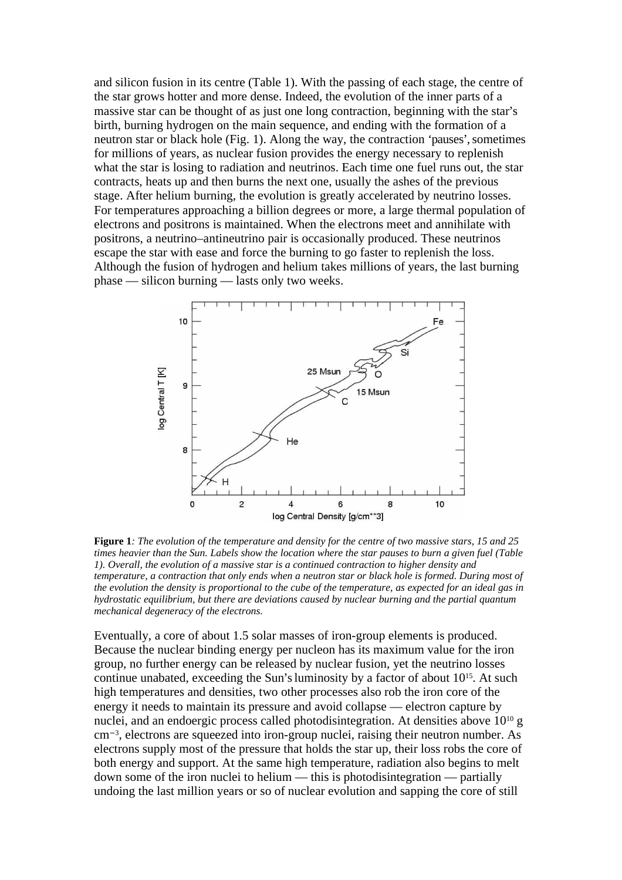and silicon fusion in its centre (Table 1). With the passing of each stage, the centre of the star grows hotter and more dense. Indeed, the evolution of the inner parts of a massive star can be thought of as just one long contraction, beginning with the star's birth, burning hydrogen on the main sequence, and ending with the formation of a neutron star or black hole (Fig. 1). Along the way, the contraction 'pauses', sometimes for millions of years, as nuclear fusion provides the energy necessary to replenish what the star is losing to radiation and neutrinos. Each time one fuel runs out, the star contracts, heats up and then burns the next one, usually the ashes of the previous stage. After helium burning, the evolution is greatly accelerated by neutrino losses. For temperatures approaching a billion degrees or more, a large thermal population of electrons and positrons is maintained. When the electrons meet and annihilate with positrons, a neutrino–antineutrino pair is occasionally produced. These neutrinos escape the star with ease and force the burning to go faster to replenish the loss. Although the fusion of hydrogen and helium takes millions of years, the last burning phase — silicon burning — lasts only two weeks.

**Figure 1***: The evolution of the temperature and density for the centre of two massive stars, 15 and 25 times heavier than the Sun. Labels show the location where the star pauses to burn a given fuel (Table 1). Overall, the evolution of a massive star is a continued contraction to higher density and temperature, a contraction that only ends when a neutron star or black hole is formed. During most of the evolution the density is proportional to the cube of the temperature, as expected for an ideal gas in hydrostatic equilibrium, but there are deviations caused by nuclear burning and the partial quantum mechanical degeneracy of the electrons.*

Eventually, a core of about 1.5 solar masses of iron-group elements is produced. Because the nuclear binding energy per nucleon has its maximum value for the iron group, no further energy can be released by nuclear fusion, yet the neutrino losses continue unabated, exceeding the Sun's luminosity by a factor of about $10^{15}$. At such high temperatures and densities, two other processes also rob the iron core of the energy it needs to maintain its pressure and avoid collapse — electron capture by nuclei, and an endoergic process called photodisintegration. At densities above $10^{10}$ g cm$^{-3}$, electrons are squeezed into iron-group nuclei, raising their neutron number. As electrons supply most of the pressure that holds the star up, their loss robs the core of both energy and support. At the same high temperature, radiation also begins to melt down some of the iron nuclei to helium — this is photodisintegration — partially undoing the last million years or so of nuclear evolution and sapping the core of still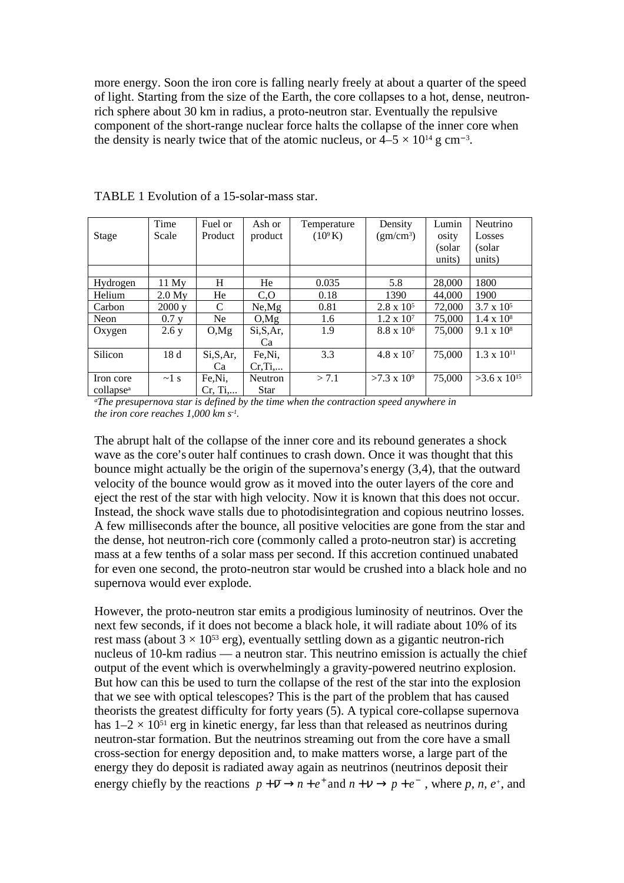more energy. Soon the iron core is falling nearly freely at about a quarter of the speed of light. Starting from the size of the Earth, the core collapses to a hot, dense, neutron-rich sphere about 30 km in radius, a proto-neutron star. Eventually the repulsive component of the short-range nuclear force halts the collapse of the inner core when the density is nearly twice that of the atomic nucleus, or $4–5 \times 10^{14}$ g cm$^{-3}$.

TABLE 1 Evolution of a 15-solar-mass star.

| Stage | Time Scale | Fuel or Product | Ash or product | Temperature ($10^9$ K) | Density (gm/cm$^3$) | Luminosity (solar units) | Neutrino Losses (solar units) |
|---|---|---|---|---|---|---|---|
| Hydrogen | 11 My | H | He | 0.035 | 5.8 | 28,000 | 1800 |
| Helium | 2.0 My | He | C,O | 0.18 | 1390 | 44,000 | 1900 |
| Carbon | 2000 y | C | Ne,Mg | 0.81 | $2.8 \times 10^5$ | 72,000 | $3.7 \times 10^5$ |
| Neon | 0.7 y | Ne | O,Mg | 1.6 | $1.2 \times 10^7$ | 75,000 | $1.4 \times 10^8$ |
| Oxygen | 2.6 y | O,Mg | Si,S,Ar, Ca | 1.9 | $8.8 \times 10^6$ | 75,000 | $9.1 \times 10^8$ |
| Silicon | 18 d | Si,S,Ar, Ca | Fe,Ni, Cr,Ti,... | 3.3 | $4.8 \times 10^7$ | 75,000 | $1.3 \times 10^{11}$ |
| Iron core collapse[a] | ~1 s | Fe,Ni, Cr, Ti,... | Neutron Star | > 7.1 | $>7.3 \times 10^9$ | 75,000 | $>3.6 \times 10^{15}$ |

[a] *The presupernova star is defined by the time when the contraction speed anywhere in the iron core reaches 1,000 km s$^{-1}$.*

The abrupt halt of the collapse of the inner core and its rebound generates a shock wave as the core's outer half continues to crash down. Once it was thought that this bounce might actually be the origin of the supernova's energy (3,4), that the outward velocity of the bounce would grow as it moved into the outer layers of the core and eject the rest of the star with high velocity. Now it is known that this does not occur. Instead, the shock wave stalls due to photodisintegration and copious neutrino losses. A few milliseconds after the bounce, all positive velocities are gone from the star and the dense, hot neutron-rich core (commonly called a proto-neutron star) is accreting mass at a few tenths of a solar mass per second. If this accretion continued unabated for even one second, the proto-neutron star would be crushed into a black hole and no supernova would ever explode.

However, the proto-neutron star emits a prodigious luminosity of neutrinos. Over the next few seconds, if it does not become a black hole, it will radiate about 10% of its rest mass (about $3 \times 10^{53}$ erg), eventually settling down as a gigantic neutron-rich nucleus of 10-km radius — a neutron star. This neutrino emission is actually the chief output of the event which is overwhelmingly a gravity-powered neutrino explosion. But how can this be used to turn the collapse of the rest of the star into the explosion that we see with optical telescopes? This is the part of the problem that has caused theorists the greatest difficulty for forty years (5). A typical core-collapse supernova has $1–2 \times 10^{51}$ erg in kinetic energy, far less than that released as neutrinos during neutron-star formation. But the neutrinos streaming out from the core have a small cross-section for energy deposition and, to make matters worse, a large part of the energy they do deposit is radiated away again as neutrinos (neutrinos deposit their energy chiefly by the reactions $p + \bar{\nu} \rightarrow n + e^+$ and $n + \nu \rightarrow p + e^-$, where $p$, $n$, $e^+$, and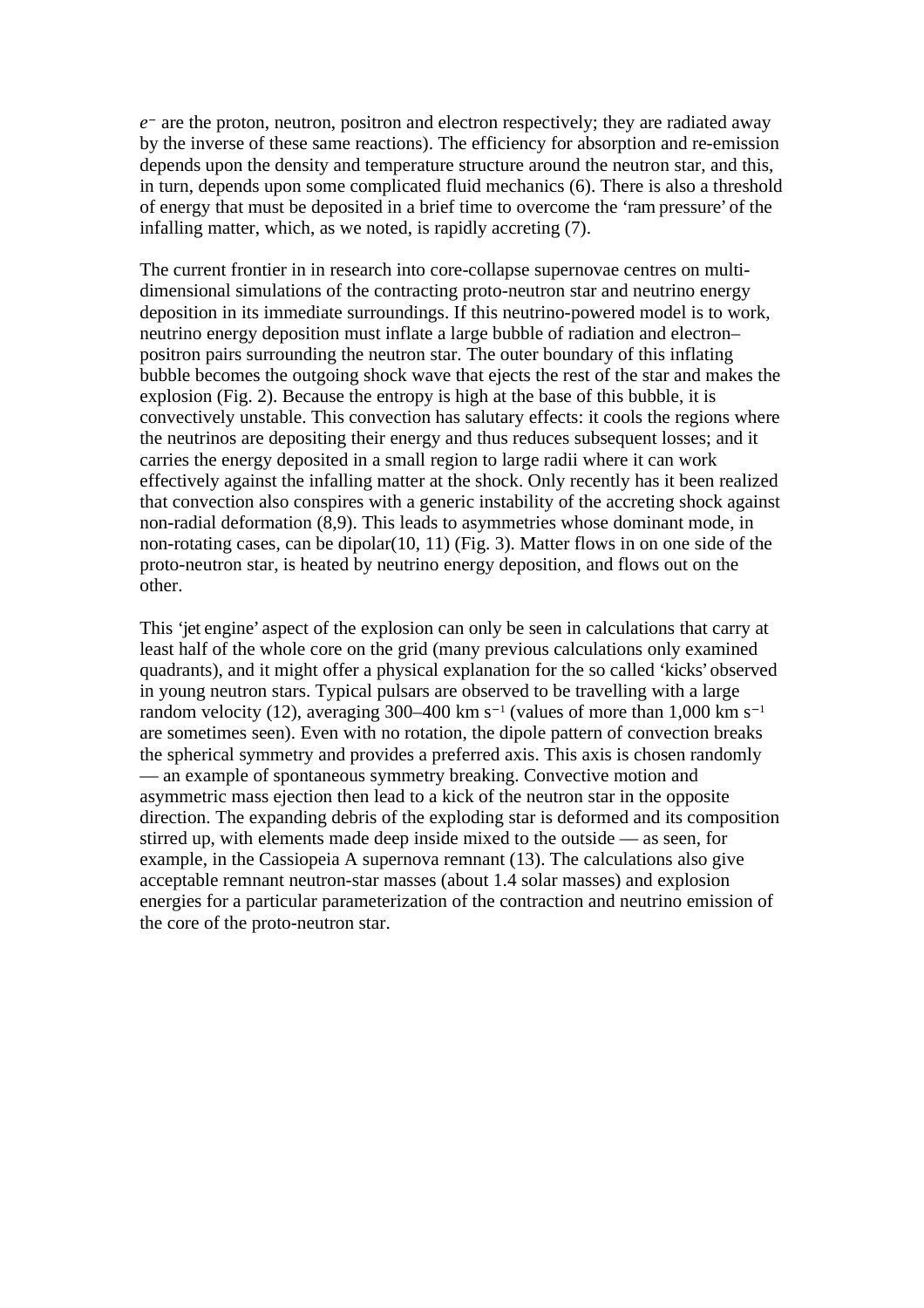$e^-$ are the proton, neutron, positron and electron respectively; they are radiated away by the inverse of these same reactions). The efficiency for absorption and re-emission depends upon the density and temperature structure around the neutron star, and this, in turn, depends upon some complicated fluid mechanics (6). There is also a threshold of energy that must be deposited in a brief time to overcome the 'ram pressure' of the infalling matter, which, as we noted, is rapidly accreting (7).

The current frontier in in research into core-collapse supernovae centres on multi-dimensional simulations of the contracting proto-neutron star and neutrino energy deposition in its immediate surroundings. If this neutrino-powered model is to work, neutrino energy deposition must inflate a large bubble of radiation and electron–positron pairs surrounding the neutron star. The outer boundary of this inflating bubble becomes the outgoing shock wave that ejects the rest of the star and makes the explosion (Fig. 2). Because the entropy is high at the base of this bubble, it is convectively unstable. This convection has salutary effects: it cools the regions where the neutrinos are depositing their energy and thus reduces subsequent losses; and it carries the energy deposited in a small region to large radii where it can work effectively against the infalling matter at the shock. Only recently has it been realized that convection also conspires with a generic instability of the accreting shock against non-radial deformation (8,9). This leads to asymmetries whose dominant mode, in non-rotating cases, can be dipolar(10, 11) (Fig. 3). Matter flows in on one side of the proto-neutron star, is heated by neutrino energy deposition, and flows out on the other.

This 'jet engine' aspect of the explosion can only be seen in calculations that carry at least half of the whole core on the grid (many previous calculations only examined quadrants), and it might offer a physical explanation for the so called 'kicks' observed in young neutron stars. Typical pulsars are observed to be travelling with a large random velocity (12), averaging 300–400 km $s^{-1}$ (values of more than 1,000 km $s^{-1}$ are sometimes seen). Even with no rotation, the dipole pattern of convection breaks the spherical symmetry and provides a preferred axis. This axis is chosen randomly — an example of spontaneous symmetry breaking. Convective motion and asymmetric mass ejection then lead to a kick of the neutron star in the opposite direction. The expanding debris of the exploding star is deformed and its composition stirred up, with elements made deep inside mixed to the outside — as seen, for example, in the Cassiopeia A supernova remnant (13). The calculations also give acceptable remnant neutron-star masses (about 1.4 solar masses) and explosion energies for a particular parameterization of the contraction and neutrino emission of the core of the proto-neutron star.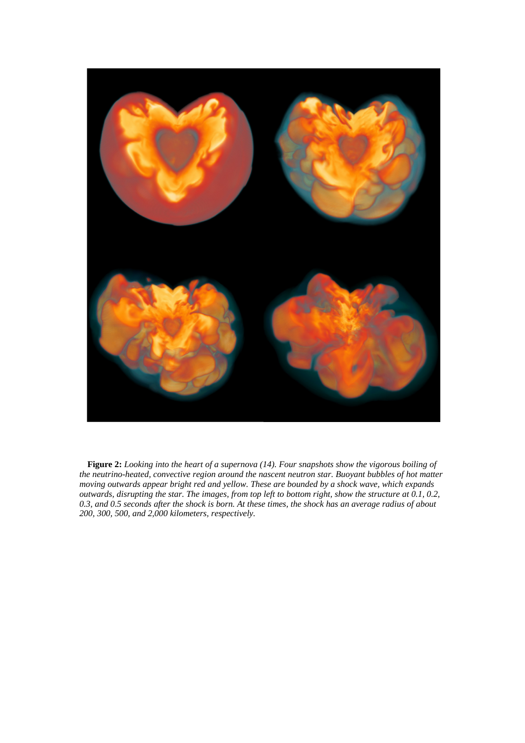**Figure 2:** *Looking into the heart of a supernova (14). Four snapshots show the vigorous boiling of the neutrino-heated, convective region around the nascent neutron star. Buoyant bubbles of hot matter moving outwards appear bright red and yellow. These are bounded by a shock wave, which expands outwards, disrupting the star. The images, from top left to bottom right, show the structure at 0.1, 0.2, 0.3, and 0.5 seconds after the shock is born. At these times, the shock has an average radius of about 200, 300, 500, and 2,000 kilometers, respectively.*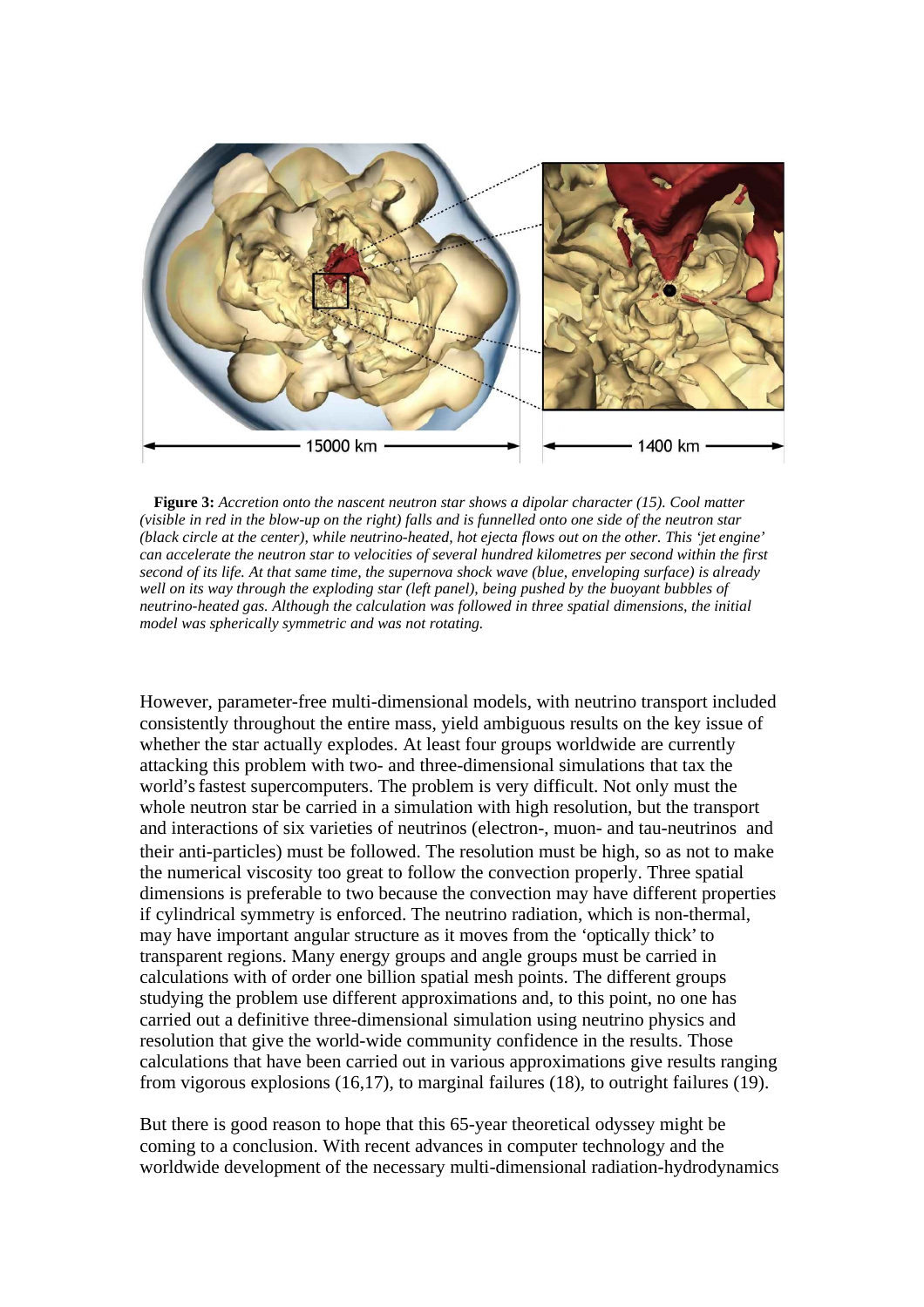**Figure 3:** *Accretion onto the nascent neutron star shows a dipolar character (15). Cool matter (visible in red in the blow-up on the right) falls and is funnelled onto one side of the neutron star (black circle at the center), while neutrino-heated, hot ejecta flows out on the other. This 'jet engine' can accelerate the neutron star to velocities of several hundred kilometres per second within the first second of its life. At that same time, the supernova shock wave (blue, enveloping surface) is already well on its way through the exploding star (left panel), being pushed by the buoyant bubbles of neutrino-heated gas. Although the calculation was followed in three spatial dimensions, the initial model was spherically symmetric and was not rotating.*

However, parameter-free multi-dimensional models, with neutrino transport included consistently throughout the entire mass, yield ambiguous results on the key issue of whether the star actually explodes. At least four groups worldwide are currently attacking this problem with two- and three-dimensional simulations that tax the world's fastest supercomputers. The problem is very difficult. Not only must the whole neutron star be carried in a simulation with high resolution, but the transport and interactions of six varieties of neutrinos (electron-, muon- and tau-neutrinos and their anti-particles) must be followed. The resolution must be high, so as not to make the numerical viscosity too great to follow the convection properly. Three spatial dimensions is preferable to two because the convection may have different properties if cylindrical symmetry is enforced. The neutrino radiation, which is non-thermal, may have important angular structure as it moves from the 'optically thick' to transparent regions. Many energy groups and angle groups must be carried in calculations with of order one billion spatial mesh points. The different groups studying the problem use different approximations and, to this point, no one has carried out a definitive three-dimensional simulation using neutrino physics and resolution that give the world-wide community confidence in the results. Those calculations that have been carried out in various approximations give results ranging from vigorous explosions (16,17), to marginal failures (18), to outright failures (19).

But there is good reason to hope that this 65-year theoretical odyssey might be coming to a conclusion. With recent advances in computer technology and the worldwide development of the necessary multi-dimensional radiation-hydrodynamics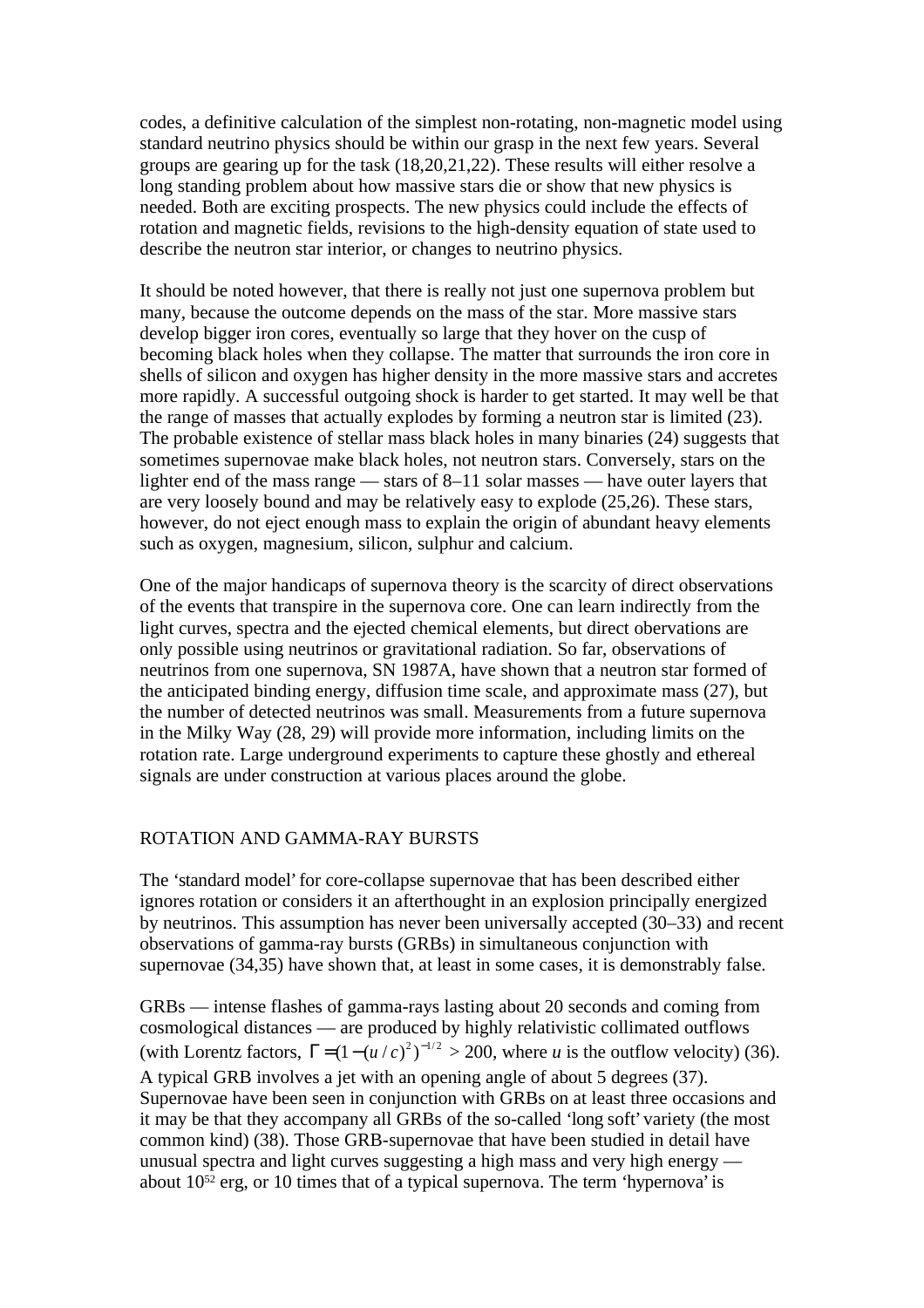codes, a definitive calculation of the simplest non-rotating, non-magnetic model using standard neutrino physics should be within our grasp in the next few years. Several groups are gearing up for the task (18,20,21,22). These results will either resolve a long standing problem about how massive stars die or show that new physics is needed. Both are exciting prospects. The new physics could include the effects of rotation and magnetic fields, revisions to the high-density equation of state used to describe the neutron star interior, or changes to neutrino physics.

It should be noted however, that there is really not just one supernova problem but many, because the outcome depends on the mass of the star. More massive stars develop bigger iron cores, eventually so large that they hover on the cusp of becoming black holes when they collapse. The matter that surrounds the iron core in shells of silicon and oxygen has higher density in the more massive stars and accretes more rapidly. A successful outgoing shock is harder to get started. It may well be that the range of masses that actually explodes by forming a neutron star is limited (23). The probable existence of stellar mass black holes in many binaries (24) suggests that sometimes supernovae make black holes, not neutron stars. Conversely, stars on the lighter end of the mass range — stars of 8–11 solar masses — have outer layers that are very loosely bound and may be relatively easy to explode (25,26). These stars, however, do not eject enough mass to explain the origin of abundant heavy elements such as oxygen, magnesium, silicon, sulphur and calcium.

One of the major handicaps of supernova theory is the scarcity of direct observations of the events that transpire in the supernova core. One can learn indirectly from the light curves, spectra and the ejected chemical elements, but direct obervations are only possible using neutrinos or gravitational radiation. So far, observations of neutrinos from one supernova, SN 1987A, have shown that a neutron star formed of the anticipated binding energy, diffusion time scale, and approximate mass (27), but the number of detected neutrinos was small. Measurements from a future supernova in the Milky Way (28, 29) will provide more information, including limits on the rotation rate. Large underground experiments to capture these ghostly and ethereal signals are under construction at various places around the globe.

## ROTATION AND GAMMA-RAY BURSTS

The 'standard model' for core-collapse supernovae that has been described either ignores rotation or considers it an afterthought in an explosion principally energized by neutrinos. This assumption has never been universally accepted (30–33) and recent observations of gamma-ray bursts (GRBs) in simultaneous conjunction with supernovae (34,35) have shown that, at least in some cases, it is demonstrably false.

GRBs — intense flashes of gamma-rays lasting about 20 seconds and coming from cosmological distances — are produced by highly relativistic collimated outflows (with Lorentz factors, $\Gamma = (1-(u/c)^2)^{-1/2} > 200$, where $u$ is the outflow velocity) (36). A typical GRB involves a jet with an opening angle of about 5 degrees (37). Supernovae have been seen in conjunction with GRBs on at least three occasions and it may be that they accompany all GRBs of the so-called 'long soft' variety (the most common kind) (38). Those GRB-supernovae that have been studied in detail have unusual spectra and light curves suggesting a high mass and very high energy — about $10^{52}$ erg, or 10 times that of a typical supernova. The term 'hypernova' is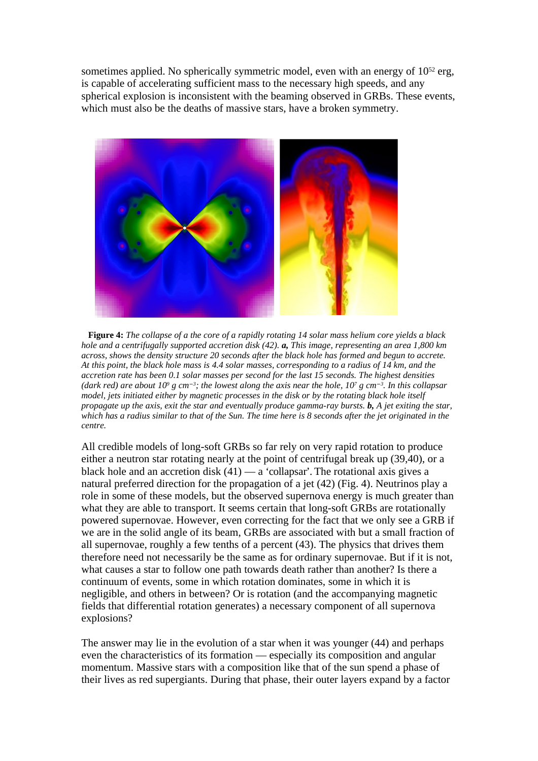sometimes applied. No spherically symmetric model, even with an energy of $10^{52}$ erg, is capable of accelerating sufficient mass to the necessary high speeds, and any spherical explosion is inconsistent with the beaming observed in GRBs. These events, which must also be the deaths of massive stars, have a broken symmetry.

**Figure 4:** *The collapse of a the core of a rapidly rotating 14 solar mass helium core yields a black hole and a centrifugally supported accretion disk (42).* ***a,*** *This image, representing an area 1,800 km across, shows the density structure 20 seconds after the black hole has formed and begun to accrete. At this point, the black hole mass is 4.4 solar masses, corresponding to a radius of 14 km, and the accretion rate has been 0.1 solar masses per second for the last 15 seconds. The highest densities (dark red) are about $10^9$ g cm$^{-3}$; the lowest along the axis near the hole, $10^7$ g cm$^{-3}$. In this collapsar model, jets initiated either by magnetic processes in the disk or by the rotating black hole itself propagate up the axis, exit the star and eventually produce gamma-ray bursts.* ***b,*** *A jet exiting the star, which has a radius similar to that of the Sun. The time here is 8 seconds after the jet originated in the centre.*

All credible models of long-soft GRBs so far rely on very rapid rotation to produce either a neutron star rotating nearly at the point of centrifugal break up (39,40), or a black hole and an accretion disk (41) — a 'collapsar'. The rotational axis gives a natural preferred direction for the propagation of a jet (42) (Fig. 4). Neutrinos play a role in some of these models, but the observed supernova energy is much greater than what they are able to transport. It seems certain that long-soft GRBs are rotationally powered supernovae. However, even correcting for the fact that we only see a GRB if we are in the solid angle of its beam, GRBs are associated with but a small fraction of all supernovae, roughly a few tenths of a percent (43). The physics that drives them therefore need not necessarily be the same as for ordinary supernovae. But if it is not, what causes a star to follow one path towards death rather than another? Is there a continuum of events, some in which rotation dominates, some in which it is negligible, and others in between? Or is rotation (and the accompanying magnetic fields that differential rotation generates) a necessary component of all supernova explosions?

The answer may lie in the evolution of a star when it was younger (44) and perhaps even the characteristics of its formation — especially its composition and angular momentum. Massive stars with a composition like that of the sun spend a phase of their lives as red supergiants. During that phase, their outer layers expand by a factor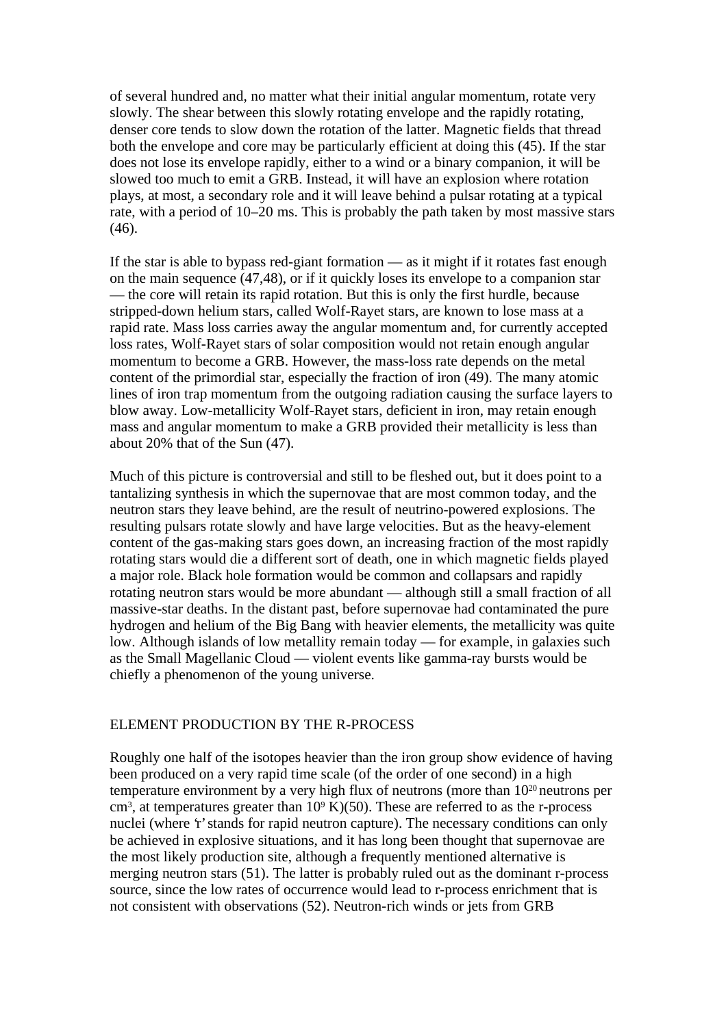of several hundred and, no matter what their initial angular momentum, rotate very slowly. The shear between this slowly rotating envelope and the rapidly rotating, denser core tends to slow down the rotation of the latter. Magnetic fields that thread both the envelope and core may be particularly efficient at doing this (45). If the star does not lose its envelope rapidly, either to a wind or a binary companion, it will be slowed too much to emit a GRB. Instead, it will have an explosion where rotation plays, at most, a secondary role and it will leave behind a pulsar rotating at a typical rate, with a period of 10–20 ms. This is probably the path taken by most massive stars (46).

If the star is able to bypass red-giant formation — as it might if it rotates fast enough on the main sequence (47,48), or if it quickly loses its envelope to a companion star — the core will retain its rapid rotation. But this is only the first hurdle, because stripped-down helium stars, called Wolf-Rayet stars, are known to lose mass at a rapid rate. Mass loss carries away the angular momentum and, for currently accepted loss rates, Wolf-Rayet stars of solar composition would not retain enough angular momentum to become a GRB. However, the mass-loss rate depends on the metal content of the primordial star, especially the fraction of iron (49). The many atomic lines of iron trap momentum from the outgoing radiation causing the surface layers to blow away. Low-metallicity Wolf-Rayet stars, deficient in iron, may retain enough mass and angular momentum to make a GRB provided their metallicity is less than about 20% that of the Sun (47).

Much of this picture is controversial and still to be fleshed out, but it does point to a tantalizing synthesis in which the supernovae that are most common today, and the neutron stars they leave behind, are the result of neutrino-powered explosions. The resulting pulsars rotate slowly and have large velocities. But as the heavy-element content of the gas-making stars goes down, an increasing fraction of the most rapidly rotating stars would die a different sort of death, one in which magnetic fields played a major role. Black hole formation would be common and collapsars and rapidly rotating neutron stars would be more abundant — although still a small fraction of all massive-star deaths. In the distant past, before supernovae had contaminated the pure hydrogen and helium of the Big Bang with heavier elements, the metallicity was quite low. Although islands of low metallity remain today — for example, in galaxies such as the Small Magellanic Cloud — violent events like gamma-ray bursts would be chiefly a phenomenon of the young universe.

## ELEMENT PRODUCTION BY THE R-PROCESS

Roughly one half of the isotopes heavier than the iron group show evidence of having been produced on a very rapid time scale (of the order of one second) in a high temperature environment by a very high flux of neutrons (more than $10^{20}$ neutrons per $cm^3$, at temperatures greater than $10^9$ K)(50). These are referred to as the r-process nuclei (where 'r' stands for rapid neutron capture). The necessary conditions can only be achieved in explosive situations, and it has long been thought that supernovae are the most likely production site, although a frequently mentioned alternative is merging neutron stars (51). The latter is probably ruled out as the dominant r-process source, since the low rates of occurrence would lead to r-process enrichment that is not consistent with observations (52). Neutron-rich winds or jets from GRB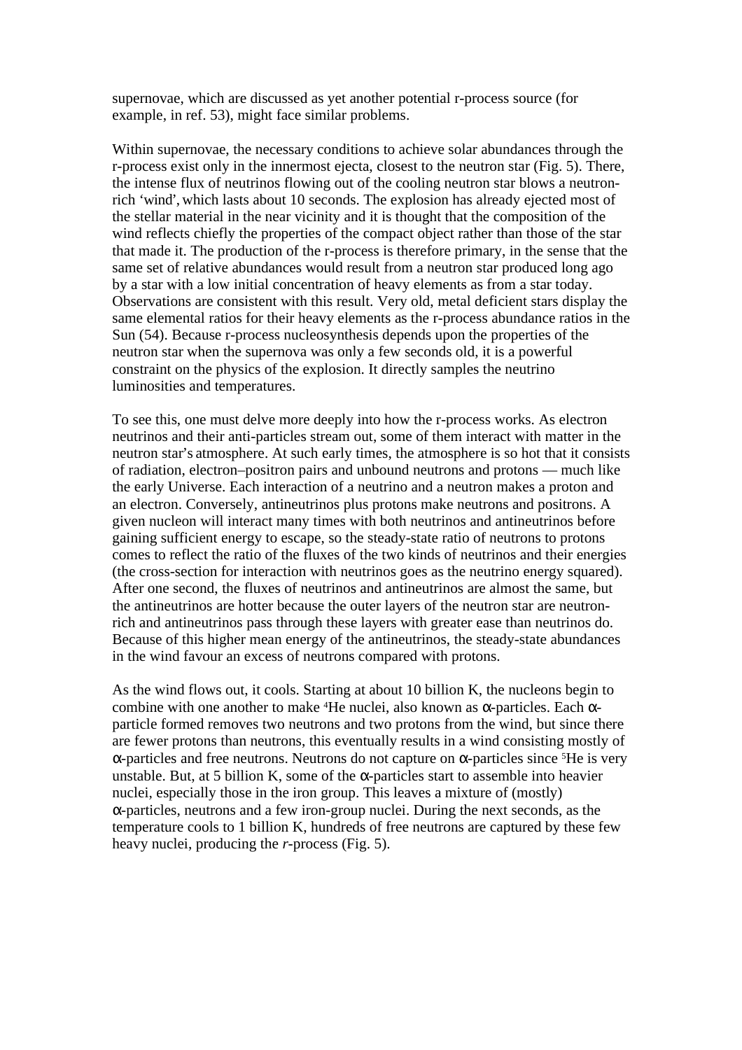supernovae, which are discussed as yet another potential r-process source (for example, in ref. 53), might face similar problems.

Within supernovae, the necessary conditions to achieve solar abundances through the r-process exist only in the innermost ejecta, closest to the neutron star (Fig. 5). There, the intense flux of neutrinos flowing out of the cooling neutron star blows a neutron-rich 'wind', which lasts about 10 seconds. The explosion has already ejected most of the stellar material in the near vicinity and it is thought that the composition of the wind reflects chiefly the properties of the compact object rather than those of the star that made it. The production of the r-process is therefore primary, in the sense that the same set of relative abundances would result from a neutron star produced long ago by a star with a low initial concentration of heavy elements as from a star today. Observations are consistent with this result. Very old, metal deficient stars display the same elemental ratios for their heavy elements as the r-process abundance ratios in the Sun (54). Because r-process nucleosynthesis depends upon the properties of the neutron star when the supernova was only a few seconds old, it is a powerful constraint on the physics of the explosion. It directly samples the neutrino luminosities and temperatures.

To see this, one must delve more deeply into how the r-process works. As electron neutrinos and their anti-particles stream out, some of them interact with matter in the neutron star's atmosphere. At such early times, the atmosphere is so hot that it consists of radiation, electron–positron pairs and unbound neutrons and protons — much like the early Universe. Each interaction of a neutrino and a neutron makes a proton and an electron. Conversely, antineutrinos plus protons make neutrons and positrons. A given nucleon will interact many times with both neutrinos and antineutrinos before gaining sufficient energy to escape, so the steady-state ratio of neutrons to protons comes to reflect the ratio of the fluxes of the two kinds of neutrinos and their energies (the cross-section for interaction with neutrinos goes as the neutrino energy squared). After one second, the fluxes of neutrinos and antineutrinos are almost the same, but the antineutrinos are hotter because the outer layers of the neutron star are neutron-rich and antineutrinos pass through these layers with greater ease than neutrinos do. Because of this higher mean energy of the antineutrinos, the steady-state abundances in the wind favour an excess of neutrons compared with protons.

As the wind flows out, it cools. Starting at about 10 billion K, the nucleons begin to combine with one another to make $^{4}$He nuclei, also known as $\alpha$-particles. Each $\alpha$-particle formed removes two neutrons and two protons from the wind, but since there are fewer protons than neutrons, this eventually results in a wind consisting mostly of $\alpha$-particles and free neutrons. Neutrons do not capture on $\alpha$-particles since $^{5}$He is very unstable. But, at 5 billion K, some of the $\alpha$-particles start to assemble into heavier nuclei, especially those in the iron group. This leaves a mixture of (mostly) $\alpha$-particles, neutrons and a few iron-group nuclei. During the next seconds, as the temperature cools to 1 billion K, hundreds of free neutrons are captured by these few heavy nuclei, producing the *r*-process (Fig. 5).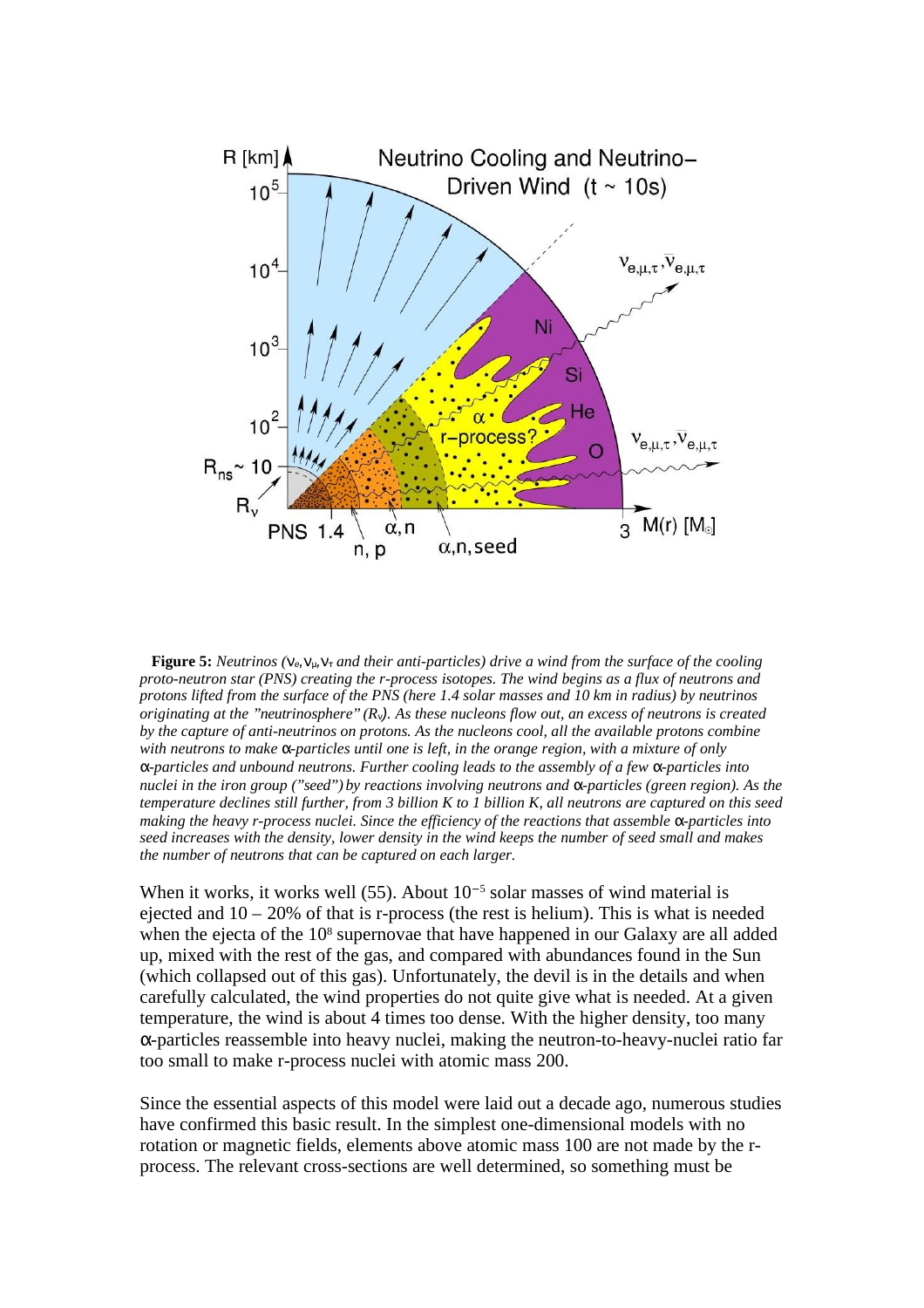**Figure 5:** *Neutrinos ($\nu_e$,$\nu_\mu$,$\nu_\tau$ and their anti-particles) drive a wind from the surface of the cooling proto-neutron star (PNS) creating the r-process isotopes. The wind begins as a flux of neutrons and protons lifted from the surface of the PNS (here 1.4 solar masses and 10 km in radius) by neutrinos originating at the "neutrinosphere" ($R_\nu$). As these nucleons flow out, an excess of neutrons is created by the capture of anti-neutrinos on protons. As the nucleons cool, all the available protons combine with neutrons to make α-particles until one is left, in the orange region, with a mixture of only α-particles and unbound neutrons. Further cooling leads to the assembly of a few α-particles into nuclei in the iron group ("seed") by reactions involving neutrons and α-particles (green region). As the temperature declines still further, from 3 billion K to 1 billion K, all neutrons are captured on this seed making the heavy r-process nuclei. Since the efficiency of the reactions that assemble α-particles into seed increases with the density, lower density in the wind keeps the number of seed small and makes the number of neutrons that can be captured on each larger.*

When it works, it works well (55). About $10^{-5}$ solar masses of wind material is ejected and 10 – 20% of that is r-process (the rest is helium). This is what is needed when the ejecta of the $10^8$ supernovae that have happened in our Galaxy are all added up, mixed with the rest of the gas, and compared with abundances found in the Sun (which collapsed out of this gas). Unfortunately, the devil is in the details and when carefully calculated, the wind properties do not quite give what is needed. At a given temperature, the wind is about 4 times too dense. With the higher density, too many α-particles reassemble into heavy nuclei, making the neutron-to-heavy-nuclei ratio far too small to make r-process nuclei with atomic mass 200.

Since the essential aspects of this model were laid out a decade ago, numerous studies have confirmed this basic result. In the simplest one-dimensional models with no rotation or magnetic fields, elements above atomic mass 100 are not made by the r-process. The relevant cross-sections are well determined, so something must be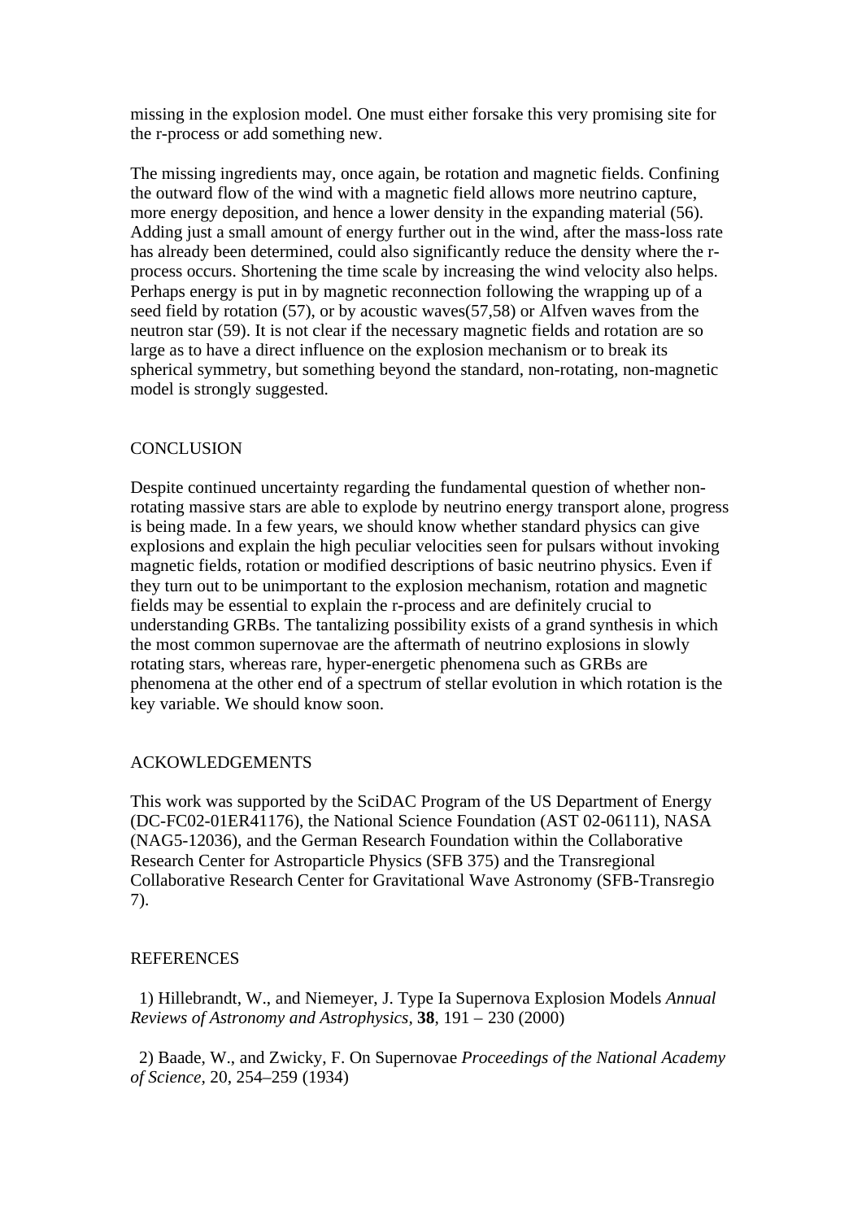missing in the explosion model. One must either forsake this very promising site for the r-process or add something new.

The missing ingredients may, once again, be rotation and magnetic fields. Confining the outward flow of the wind with a magnetic field allows more neutrino capture, more energy deposition, and hence a lower density in the expanding material (56). Adding just a small amount of energy further out in the wind, after the mass-loss rate has already been determined, could also significantly reduce the density where the r-process occurs. Shortening the time scale by increasing the wind velocity also helps. Perhaps energy is put in by magnetic reconnection following the wrapping up of a seed field by rotation (57), or by acoustic waves(57,58) or Alfven waves from the neutron star (59). It is not clear if the necessary magnetic fields and rotation are so large as to have a direct influence on the explosion mechanism or to break its spherical symmetry, but something beyond the standard, non-rotating, non-magnetic model is strongly suggested.

## CONCLUSION

Despite continued uncertainty regarding the fundamental question of whether non-rotating massive stars are able to explode by neutrino energy transport alone, progress is being made. In a few years, we should know whether standard physics can give explosions and explain the high peculiar velocities seen for pulsars without invoking magnetic fields, rotation or modified descriptions of basic neutrino physics. Even if they turn out to be unimportant to the explosion mechanism, rotation and magnetic fields may be essential to explain the r-process and are definitely crucial to understanding GRBs. The tantalizing possibility exists of a grand synthesis in which the most common supernovae are the aftermath of neutrino explosions in slowly rotating stars, whereas rare, hyper-energetic phenomena such as GRBs are phenomena at the other end of a spectrum of stellar evolution in which rotation is the key variable. We should know soon.

## ACKOWLEDGEMENTS

This work was supported by the SciDAC Program of the US Department of Energy (DC-FC02-01ER41176), the National Science Foundation (AST 02-06111), NASA (NAG5-12036), and the German Research Foundation within the Collaborative Research Center for Astroparticle Physics (SFB 375) and the Transregional Collaborative Research Center for Gravitational Wave Astronomy (SFB-Transregio 7).

## REFERENCES

1) Hillebrandt, W., and Niemeyer, J. Type Ia Supernova Explosion Models *Annual Reviews of Astronomy and Astrophysics*, **38**, 191 – 230 (2000)

2) Baade, W., and Zwicky, F. On Supernovae *Proceedings of the National Academy of Science*, 20, 254–259 (1934)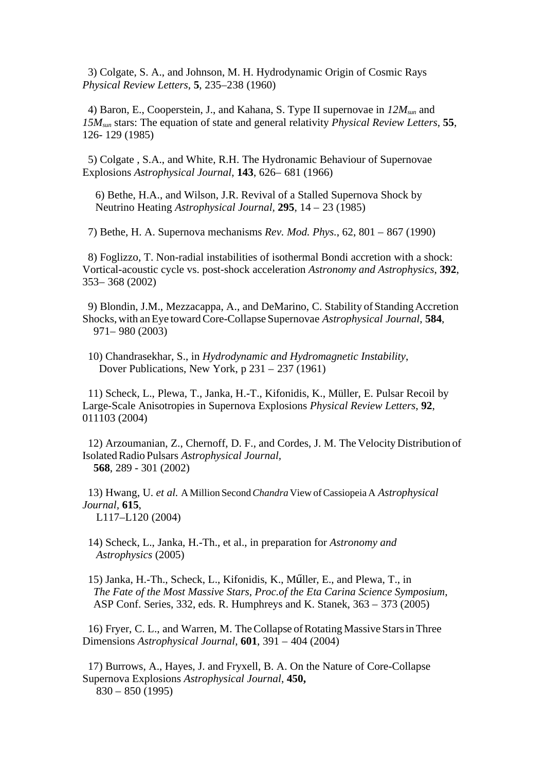3) Colgate, S. A., and Johnson, M. H. Hydrodynamic Origin of Cosmic Rays *Physical Review Letters*, **5**, 235–238 (1960)

4) Baron, E., Cooperstein, J., and Kahana, S. Type II supernovae in $12M_{sun}$ and $15M_{sun}$ stars: The equation of state and general relativity *Physical Review Letters*, **55**, 126- 129 (1985)

5) Colgate , S.A., and White, R.H. The Hydronamic Behaviour of Supernovae Explosions *Astrophysical Journal*, **143**, 626– 681 (1966)

6) Bethe, H.A., and Wilson, J.R. Revival of a Stalled Supernova Shock by Neutrino Heating *Astrophysical Journal*, **295**, 14 – 23 (1985)

7) Bethe, H. A. Supernova mechanisms *Rev. Mod. Phys.*, 62, 801 – 867 (1990)

8) Foglizzo, T. Non-radial instabilities of isothermal Bondi accretion with a shock: Vortical-acoustic cycle vs. post-shock acceleration *Astronomy and Astrophysics*, **392**, 353– 368 (2002)

9) Blondin, J.M., Mezzacappa, A., and DeMarino, C. Stability of Standing Accretion Shocks, with an Eye toward Core-Collapse Supernovae *Astrophysical Journal*, **584**, 971– 980 (2003)

10) Chandrasekhar, S., in *Hydrodynamic and Hydromagnetic Instability*, Dover Publications, New York, p 231 – 237 (1961)

11) Scheck, L., Plewa, T., Janka, H.-T., Kifonidis, K., Müller, E. Pulsar Recoil by Large-Scale Anisotropies in Supernova Explosions *Physical Review Letters*, **92**, 011103 (2004)

12) Arzoumanian, Z., Chernoff, D. F., and Cordes, J. M. The Velocity Distribution of Isolated Radio Pulsars *Astrophysical Journal*, **568**, 289 - 301 (2002)

13) Hwang, U. *et al.* A Million Second *Chandra* View of Cassiopeia A *Astrophysical Journal*, **615**, L117–L120 (2004)

14) Scheck, L., Janka, H.-Th., et al., in preparation for *Astronomy and Astrophysics* (2005)

15) Janka, H.-Th., Scheck, L., Kifonidis, K., Mű̈ller, E., and Plewa, T., in *The Fate of the Most Massive Stars, Proc.of the Eta Carina Science Symposium*, ASP Conf. Series, 332, eds. R. Humphreys and K. Stanek, 363 – 373 (2005)

16) Fryer, C. L., and Warren, M. The Collapse of Rotating Massive Stars in Three Dimensions *Astrophysical Journal*, **601**, 391 – 404 (2004)

17) Burrows, A., Hayes, J. and Fryxell, B. A. On the Nature of Core-Collapse Supernova Explosions *Astrophysical Journal*, **450,** 830 – 850 (1995)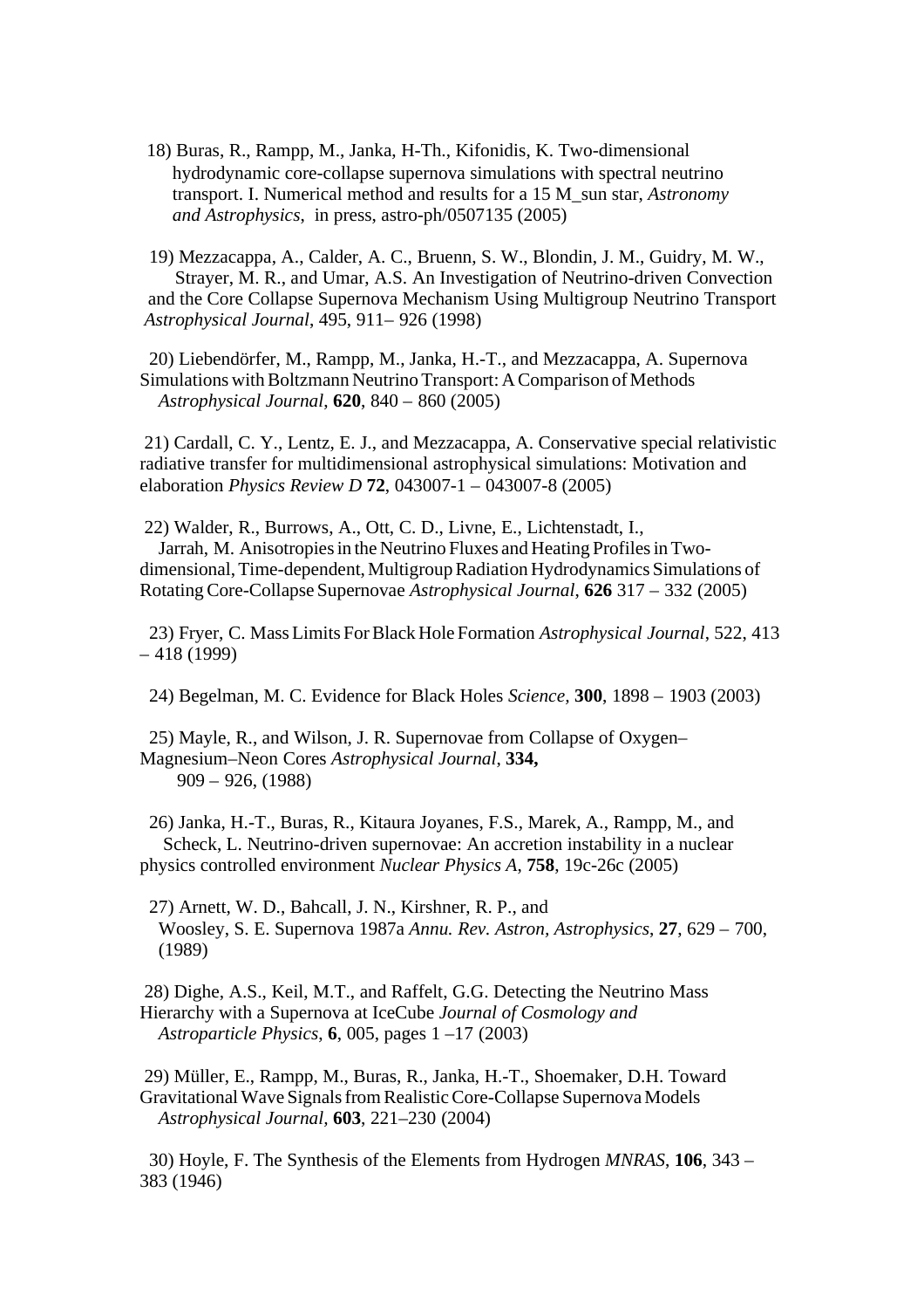18) Buras, R., Rampp, M., Janka, H-Th., Kifonidis, K. Two-dimensional hydrodynamic core-collapse supernova simulations with spectral neutrino transport. I. Numerical method and results for a 15 M_sun star, *Astronomy and Astrophysics*, in press, astro-ph/0507135 (2005)

19) Mezzacappa, A., Calder, A. C., Bruenn, S. W., Blondin, J. M., Guidry, M. W., Strayer, M. R., and Umar, A.S. An Investigation of Neutrino-driven Convection and the Core Collapse Supernova Mechanism Using Multigroup Neutrino Transport *Astrophysical Journal*, 495, 911– 926 (1998)

20) Liebendörfer, M., Rampp, M., Janka, H.-T., and Mezzacappa, A. Supernova Simulations with Boltzmann Neutrino Transport: A Comparison of Methods *Astrophysical Journal*, **620**, 840 – 860 (2005)

21) Cardall, C. Y., Lentz, E. J., and Mezzacappa, A. Conservative special relativistic radiative transfer for multidimensional astrophysical simulations: Motivation and elaboration *Physics Review D* **72**, 043007-1 – 043007-8 (2005)

22) Walder, R., Burrows, A., Ott, C. D., Livne, E., Lichtenstadt, I., Jarrah, M. Anisotropies in the Neutrino Fluxes and Heating Profiles in Two-dimensional, Time-dependent, Multigroup Radiation Hydrodynamics Simulations of Rotating Core-Collapse Supernovae *Astrophysical Journal*, **626** 317 – 332 (2005)

23) Fryer, C. Mass Limits For Black Hole Formation *Astrophysical Journal*, 522, 413 – 418 (1999)

24) Begelman, M. C. Evidence for Black Holes *Science,* **300**, 1898 – 1903 (2003)

25) Mayle, R., and Wilson, J. R. Supernovae from Collapse of Oxygen–Magnesium–Neon Cores *Astrophysical Journal*, **334,** 909 – 926, (1988)

26) Janka, H.-T., Buras, R., Kitaura Joyanes, F.S., Marek, A., Rampp, M., and Scheck, L. Neutrino-driven supernovae: An accretion instability in a nuclear physics controlled environment *Nuclear Physics A*, **758**, 19c-26c (2005)

27) Arnett, W. D., Bahcall, J. N., Kirshner, R. P., and Woosley, S. E. Supernova 1987a *Annu. Rev. Astron, Astrophysics*, **27**, 629 – 700, (1989)

28) Dighe, A.S., Keil, M.T., and Raffelt, G.G. Detecting the Neutrino Mass Hierarchy with a Supernova at IceCube *Journal of Cosmology and Astroparticle Physics*, **6**, 005, pages 1 –17 (2003)

29) Müller, E., Rampp, M., Buras, R., Janka, H.-T., Shoemaker, D.H. Toward Gravitational Wave Signals from Realistic Core-Collapse Supernova Models *Astrophysical Journal*, **603**, 221–230 (2004)

30) Hoyle, F. The Synthesis of the Elements from Hydrogen *MNRAS*, **106**, 343 – 383 (1946)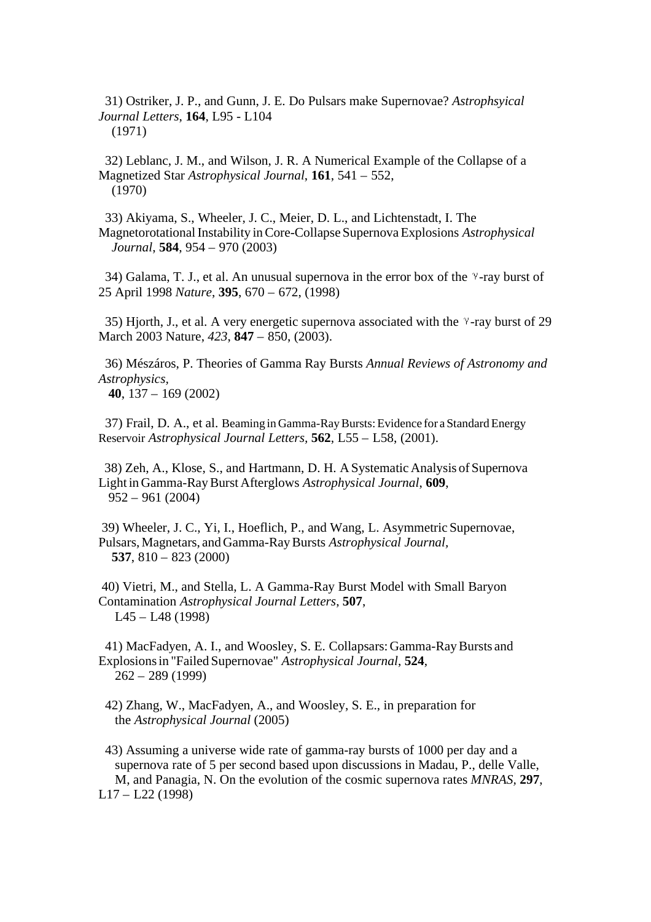31) Ostriker, J. P., and Gunn, J. E. Do Pulsars make Supernovae? *Astrophsyical Journal Letters*, **164**, L95 - L104 (1971)

32) Leblanc, J. M., and Wilson, J. R. A Numerical Example of the Collapse of a Magnetized Star *Astrophysical Journal*, **161**, 541 – 552, (1970)

33) Akiyama, S., Wheeler, J. C., Meier, D. L., and Lichtenstadt, I. The Magnetorotational Instability in Core-Collapse Supernova Explosions *Astrophysical Journal*, **584**, 954 – 970 (2003)

34) Galama, T. J., et al. An unusual supernova in the error box of the $\gamma$-ray burst of 25 April 1998 *Nature*, **395**, 670 – 672, (1998)

35) Hjorth, J., et al. A very energetic supernova associated with the $\gamma$-ray burst of 29 March 2003 Nature, *423*, **847** – 850, (2003).

36) Mészáros, P. Theories of Gamma Ray Bursts *Annual Reviews of Astronomy and Astrophysics*, **40**, 137 – 169 (2002)

37) Frail, D. A., et al. Beaming in Gamma-Ray Bursts: Evidence for a Standard Energy Reservoir *Astrophysical Journal Letters*, **562**, L55 – L58, (2001).

38) Zeh, A., Klose, S., and Hartmann, D. H. A Systematic Analysis of Supernova Light in Gamma-Ray Burst Afterglows *Astrophysical Journal*, **609**, 952 – 961 (2004)

39) Wheeler, J. C., Yi, I., Hoeflich, P., and Wang, L. Asymmetric Supernovae, Pulsars, Magnetars, and Gamma-Ray Bursts *Astrophysical Journal*, **537**, 810 – 823 (2000)

40) Vietri, M., and Stella, L. A Gamma-Ray Burst Model with Small Baryon Contamination *Astrophysical Journal Letters*, **507**, L45 – L48 (1998)

41) MacFadyen, A. I., and Woosley, S. E. Collapsars: Gamma-Ray Bursts and Explosions in "Failed Supernovae" *Astrophysical Journal*, **524**, 262 – 289 (1999)

42) Zhang, W., MacFadyen, A., and Woosley, S. E., in preparation for the *Astrophysical Journal* (2005)

43) Assuming a universe wide rate of gamma-ray bursts of 1000 per day and a supernova rate of 5 per second based upon discussions in Madau, P., delle Valle, M, and Panagia, N. On the evolution of the cosmic supernova rates *MNRAS*, **297**, L17 – L22 (1998)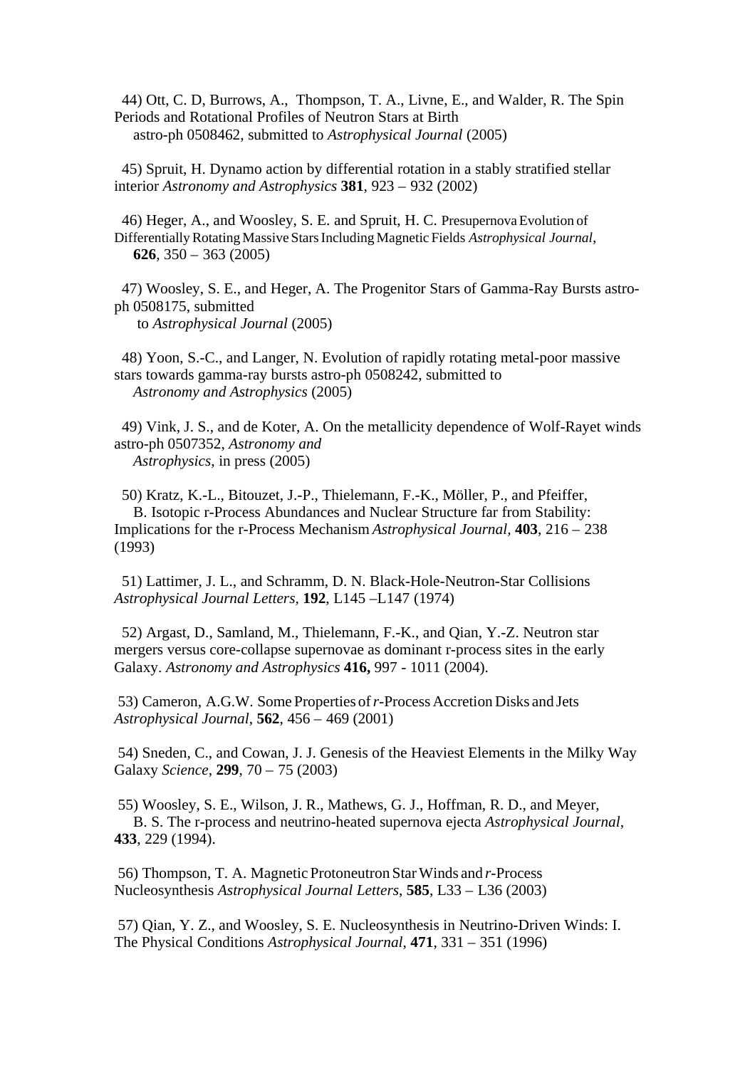44) Ott, C. D, Burrows, A., Thompson, T. A., Livne, E., and Walder, R. The Spin Periods and Rotational Profiles of Neutron Stars at Birth astro-ph 0508462, submitted to *Astrophysical Journal* (2005)

45) Spruit, H. Dynamo action by differential rotation in a stably stratified stellar interior *Astronomy and Astrophysics* **381**, 923 – 932 (2002)

46) Heger, A., and Woosley, S. E. and Spruit, H. C. Presupernova Evolution of Differentially Rotating Massive Stars Including Magnetic Fields *Astrophysical Journal*, **626**, 350 – 363 (2005)

47) Woosley, S. E., and Heger, A. The Progenitor Stars of Gamma-Ray Bursts astro-ph 0508175, submitted to *Astrophysical Journal* (2005)

48) Yoon, S.-C., and Langer, N. Evolution of rapidly rotating metal-poor massive stars towards gamma-ray bursts astro-ph 0508242, submitted to *Astronomy and Astrophysics* (2005)

49) Vink, J. S., and de Koter, A. On the metallicity dependence of Wolf-Rayet winds astro-ph 0507352, *Astronomy and Astrophysics*, in press (2005)

50) Kratz, K.-L., Bitouzet, J.-P., Thielemann, F.-K., Möller, P., and Pfeiffer, B. Isotopic r-Process Abundances and Nuclear Structure far from Stability: Implications for the r-Process Mechanism *Astrophysical Journal*, **403**, 216 – 238 (1993)

51) Lattimer, J. L., and Schramm, D. N. Black-Hole-Neutron-Star Collisions *Astrophysical Journal Letters*, **192**, L145 –L147 (1974)

52) Argast, D., Samland, M., Thielemann, F.-K., and Qian, Y.-Z. Neutron star mergers versus core-collapse supernovae as dominant r-process sites in the early Galaxy. *Astronomy and Astrophysics* **416,** 997 - 1011 (2004).

53) Cameron, A.G.W. Some Properties of *r*-Process Accretion Disks and Jets *Astrophysical Journal*, **562**, 456 – 469 (2001)

54) Sneden, C., and Cowan, J. J. Genesis of the Heaviest Elements in the Milky Way Galaxy *Science*, **299**, 70 – 75 (2003)

55) Woosley, S. E., Wilson, J. R., Mathews, G. J., Hoffman, R. D., and Meyer, B. S. The r-process and neutrino-heated supernova ejecta *Astrophysical Journal*, **433**, 229 (1994).

56) Thompson, T. A. Magnetic Protoneutron Star Winds and *r*-Process Nucleosynthesis *Astrophysical Journal Letters*, **585**, L33 – L36 (2003)

57) Qian, Y. Z., and Woosley, S. E. Nucleosynthesis in Neutrino-Driven Winds: I. The Physical Conditions *Astrophysical Journal*, **471**, 331 – 351 (1996)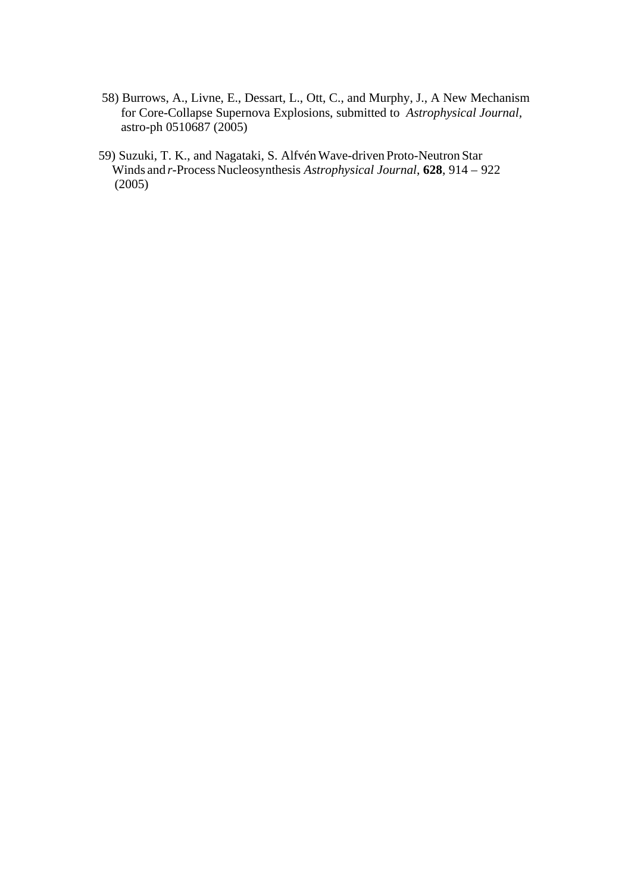58) Burrows, A., Livne, E., Dessart, L., Ott, C., and Murphy, J., A New Mechanism for Core-Collapse Supernova Explosions, submitted to *Astrophysical Journal*, astro-ph 0510687 (2005)

59) Suzuki, T. K., and Nagataki, S. Alfvén Wave-driven Proto-Neutron Star Winds and *r*-Process Nucleosynthesis *Astrophysical Journal*, **628**, 914 – 922 (2005)